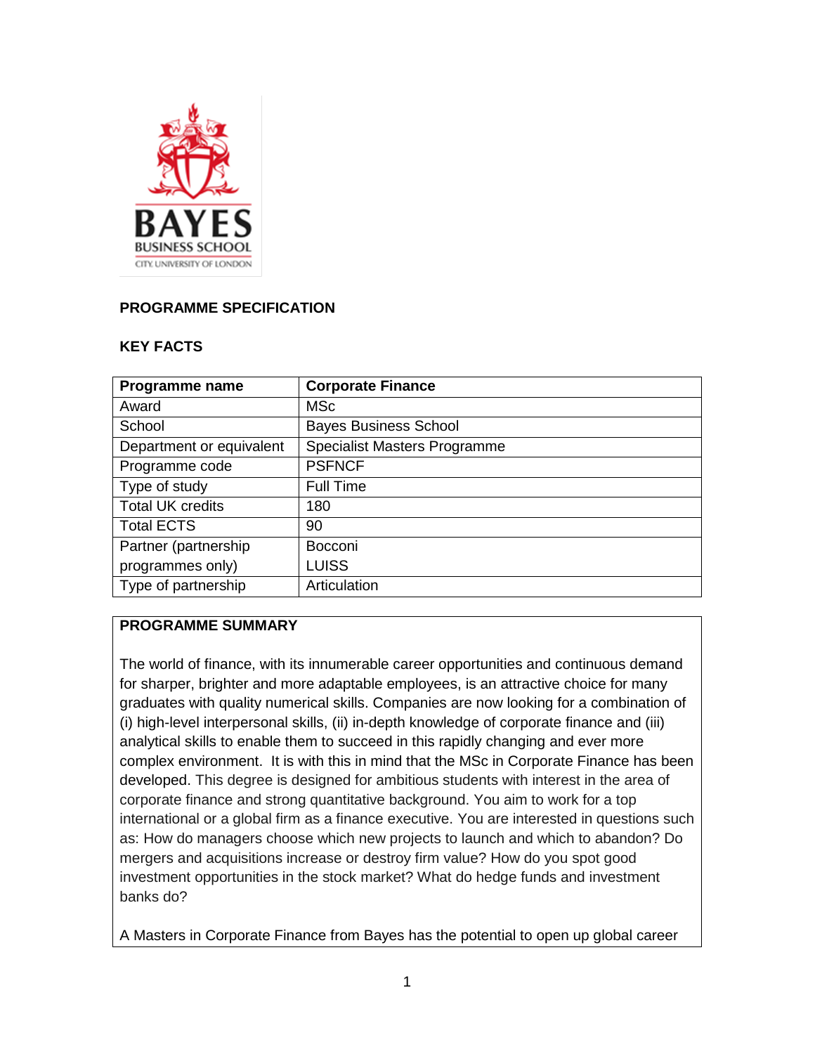## PROGRAMME SPECIFICATION

### KEY FACTS

| Programme name | Corporate Finance |
|---|---|
| Award | MSc |
| School | Bayes Business School |
| Department or equivalent | Specialist Masters Programme |
| Programme code | PSFNCF |
| Type of study | Full Time |
| Total UK credits | 180 |
| Total ECTS | 90 |
| Partner (partnership programmes only) | Bocconi LUISS |
| Type of partnership | Articulation |

### PROGRAMME SUMMARY

The world of finance, with its innumerable career opportunities and continuous demand for sharper, brighter and more adaptable employees, is an attractive choice for many graduates with quality numerical skills. Companies are now looking for a combination of (i) high-level interpersonal skills, (ii) in-depth knowledge of corporate finance and (iii) analytical skills to enable them to succeed in this rapidly changing and ever more complex environment. It is with this in mind that the MSc in Corporate Finance has been developed. This degree is designed for ambitious students with interest in the area of corporate finance and strong quantitative background. You aim to work for a top international or a global firm as a finance executive. You are interested in questions such as: How do managers choose which new projects to launch and which to abandon? Do mergers and acquisitions increase or destroy firm value? How do you spot good investment opportunities in the stock market? What do hedge funds and investment banks do?

A Masters in Corporate Finance from Bayes has the potential to open up global career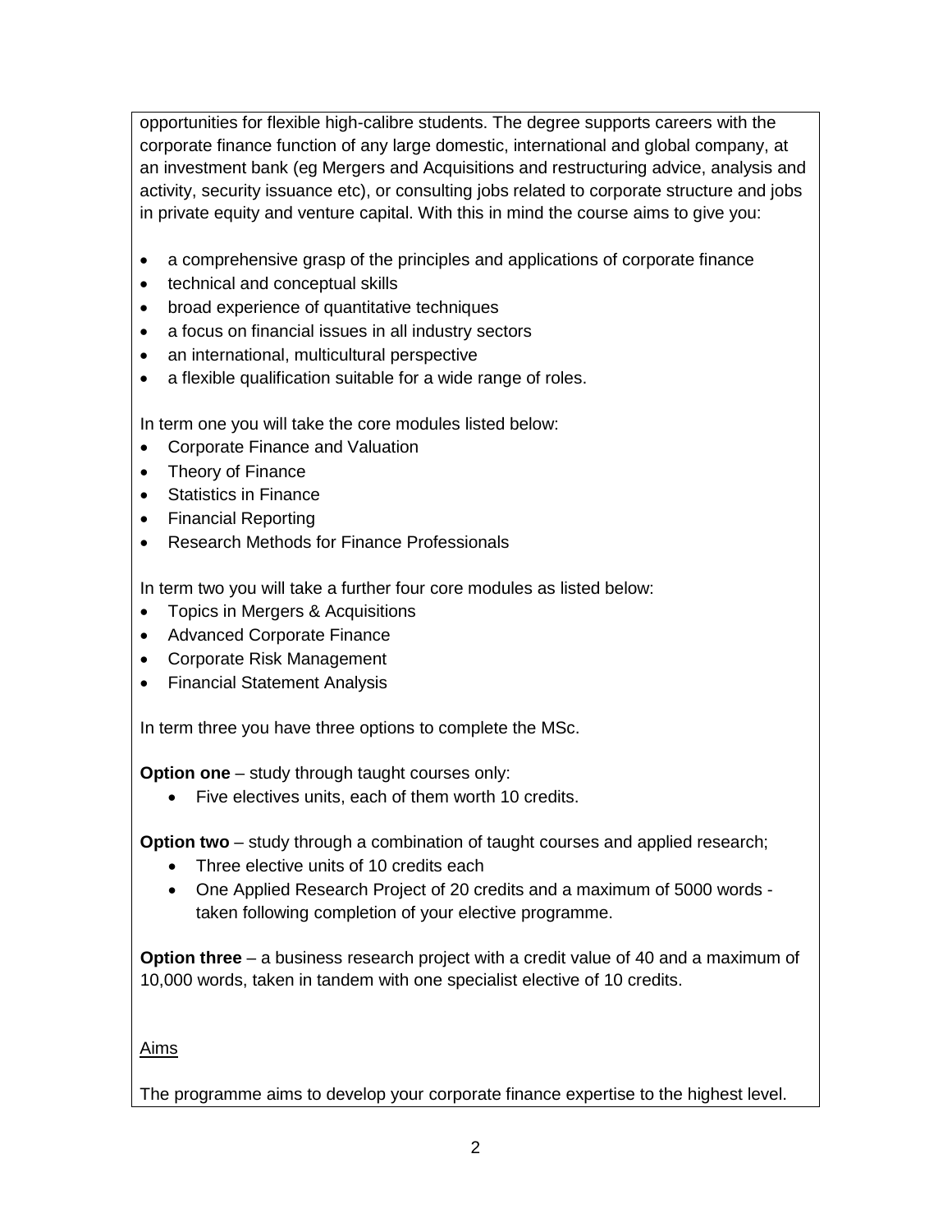opportunities for flexible high-calibre students. The degree supports careers with the corporate finance function of any large domestic, international and global company, at an investment bank (eg Mergers and Acquisitions and restructuring advice, analysis and activity, security issuance etc), or consulting jobs related to corporate structure and jobs in private equity and venture capital. With this in mind the course aims to give you:

- a comprehensive grasp of the principles and applications of corporate finance
- technical and conceptual skills
- broad experience of quantitative techniques
- a focus on financial issues in all industry sectors
- an international, multicultural perspective
- a flexible qualification suitable for a wide range of roles.

In term one you will take the core modules listed below:

- Corporate Finance and Valuation
- Theory of Finance
- Statistics in Finance
- Financial Reporting
- Research Methods for Finance Professionals

In term two you will take a further four core modules as listed below:

- Topics in Mergers & Acquisitions
- Advanced Corporate Finance
- Corporate Risk Management
- Financial Statement Analysis

In term three you have three options to complete the MSc.

**Option one** – study through taught courses only:

- Five electives units, each of them worth 10 credits.

**Option two** – study through a combination of taught courses and applied research;

- Three elective units of 10 credits each
- One Applied Research Project of 20 credits and a maximum of 5000 words - taken following completion of your elective programme.

**Option three** – a business research project with a credit value of 40 and a maximum of 10,000 words, taken in tandem with one specialist elective of 10 credits.

Aims

The programme aims to develop your corporate finance expertise to the highest level.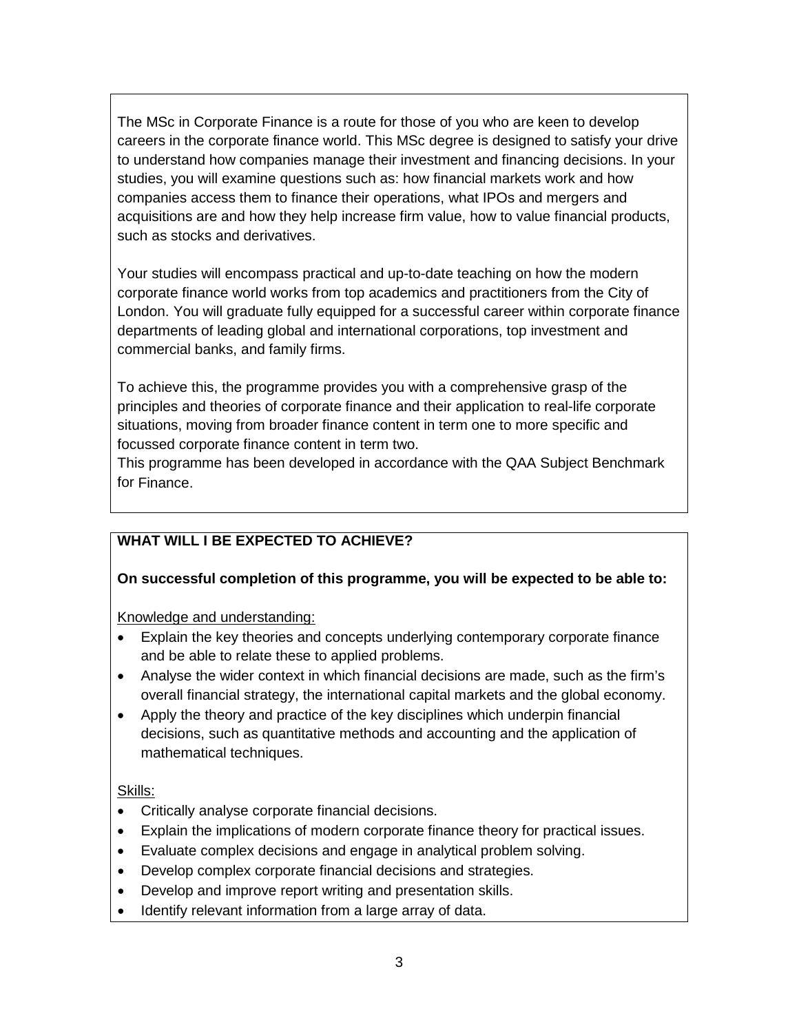The MSc in Corporate Finance is a route for those of you who are keen to develop careers in the corporate finance world. This MSc degree is designed to satisfy your drive to understand how companies manage their investment and financing decisions. In your studies, you will examine questions such as: how financial markets work and how companies access them to finance their operations, what IPOs and mergers and acquisitions are and how they help increase firm value, how to value financial products, such as stocks and derivatives.

Your studies will encompass practical and up-to-date teaching on how the modern corporate finance world works from top academics and practitioners from the City of London. You will graduate fully equipped for a successful career within corporate finance departments of leading global and international corporations, top investment and commercial banks, and family firms.

To achieve this, the programme provides you with a comprehensive grasp of the principles and theories of corporate finance and their application to real-life corporate situations, moving from broader finance content in term one to more specific and focussed corporate finance content in term two.

This programme has been developed in accordance with the QAA Subject Benchmark for Finance.

## WHAT WILL I BE EXPECTED TO ACHIEVE?

**On successful completion of this programme, you will be expected to be able to:**

Knowledge and understanding:

- Explain the key theories and concepts underlying contemporary corporate finance and be able to relate these to applied problems.
- Analyse the wider context in which financial decisions are made, such as the firm's overall financial strategy, the international capital markets and the global economy.
- Apply the theory and practice of the key disciplines which underpin financial decisions, such as quantitative methods and accounting and the application of mathematical techniques.

Skills:

- Critically analyse corporate financial decisions.
- Explain the implications of modern corporate finance theory for practical issues.
- Evaluate complex decisions and engage in analytical problem solving.
- Develop complex corporate financial decisions and strategies.
- Develop and improve report writing and presentation skills.
- Identify relevant information from a large array of data.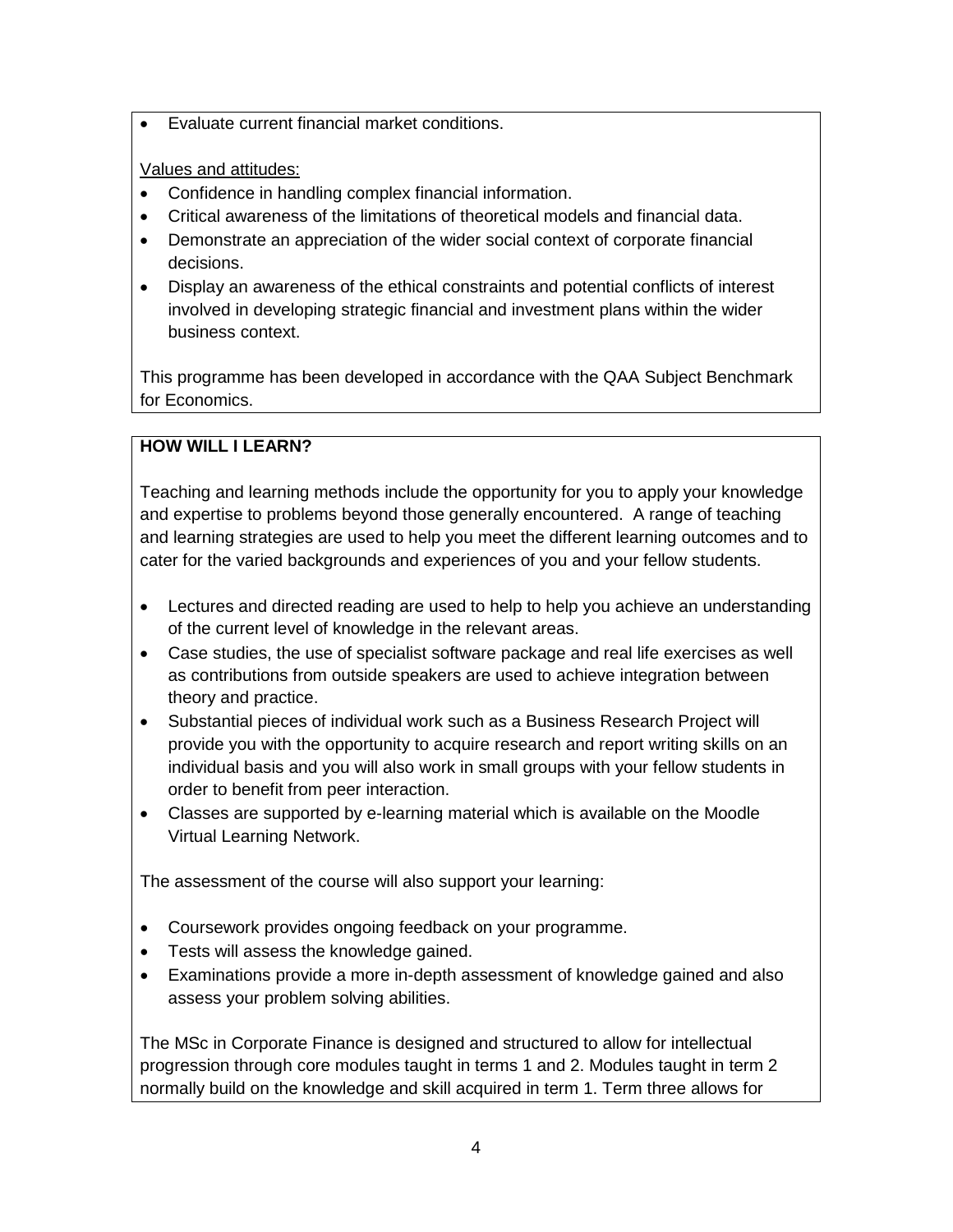- Evaluate current financial market conditions.

Values and attitudes:

- Confidence in handling complex financial information.
- Critical awareness of the limitations of theoretical models and financial data.
- Demonstrate an appreciation of the wider social context of corporate financial decisions.
- Display an awareness of the ethical constraints and potential conflicts of interest involved in developing strategic financial and investment plans within the wider business context.

This programme has been developed in accordance with the QAA Subject Benchmark for Economics.

**HOW WILL I LEARN?**

Teaching and learning methods include the opportunity for you to apply your knowledge and expertise to problems beyond those generally encountered. A range of teaching and learning strategies are used to help you meet the different learning outcomes and to cater for the varied backgrounds and experiences of you and your fellow students.

- Lectures and directed reading are used to help to help you achieve an understanding of the current level of knowledge in the relevant areas.
- Case studies, the use of specialist software package and real life exercises as well as contributions from outside speakers are used to achieve integration between theory and practice.
- Substantial pieces of individual work such as a Business Research Project will provide you with the opportunity to acquire research and report writing skills on an individual basis and you will also work in small groups with your fellow students in order to benefit from peer interaction.
- Classes are supported by e-learning material which is available on the Moodle Virtual Learning Network.

The assessment of the course will also support your learning:

- Coursework provides ongoing feedback on your programme.
- Tests will assess the knowledge gained.
- Examinations provide a more in-depth assessment of knowledge gained and also assess your problem solving abilities.

The MSc in Corporate Finance is designed and structured to allow for intellectual progression through core modules taught in terms 1 and 2. Modules taught in term 2 normally build on the knowledge and skill acquired in term 1. Term three allows for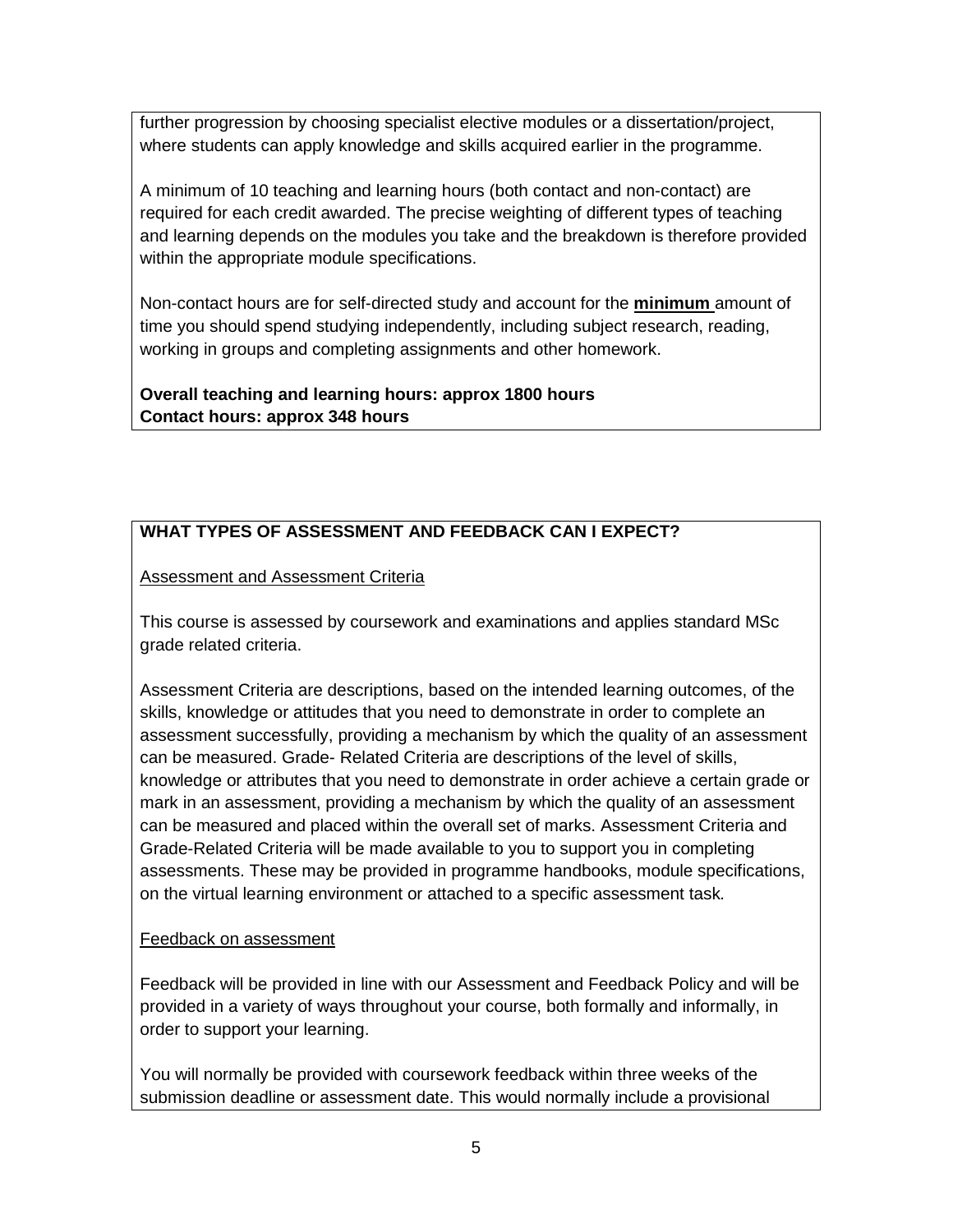further progression by choosing specialist elective modules or a dissertation/project, where students can apply knowledge and skills acquired earlier in the programme.

A minimum of 10 teaching and learning hours (both contact and non-contact) are required for each credit awarded. The precise weighting of different types of teaching and learning depends on the modules you take and the breakdown is therefore provided within the appropriate module specifications.

Non-contact hours are for self-directed study and account for the **minimum** amount of time you should spend studying independently, including subject research, reading, working in groups and completing assignments and other homework.

**Overall teaching and learning hours: approx 1800 hours**
**Contact hours: approx 348 hours**

## WHAT TYPES OF ASSESSMENT AND FEEDBACK CAN I EXPECT?

### Assessment and Assessment Criteria

This course is assessed by coursework and examinations and applies standard MSc grade related criteria.

Assessment Criteria are descriptions, based on the intended learning outcomes, of the skills, knowledge or attitudes that you need to demonstrate in order to complete an assessment successfully, providing a mechanism by which the quality of an assessment can be measured. Grade- Related Criteria are descriptions of the level of skills, knowledge or attributes that you need to demonstrate in order achieve a certain grade or mark in an assessment, providing a mechanism by which the quality of an assessment can be measured and placed within the overall set of marks. Assessment Criteria and Grade-Related Criteria will be made available to you to support you in completing assessments. These may be provided in programme handbooks, module specifications, on the virtual learning environment or attached to a specific assessment task.

### Feedback on assessment

Feedback will be provided in line with our Assessment and Feedback Policy and will be provided in a variety of ways throughout your course, both formally and informally, in order to support your learning.

You will normally be provided with coursework feedback within three weeks of the submission deadline or assessment date. This would normally include a provisional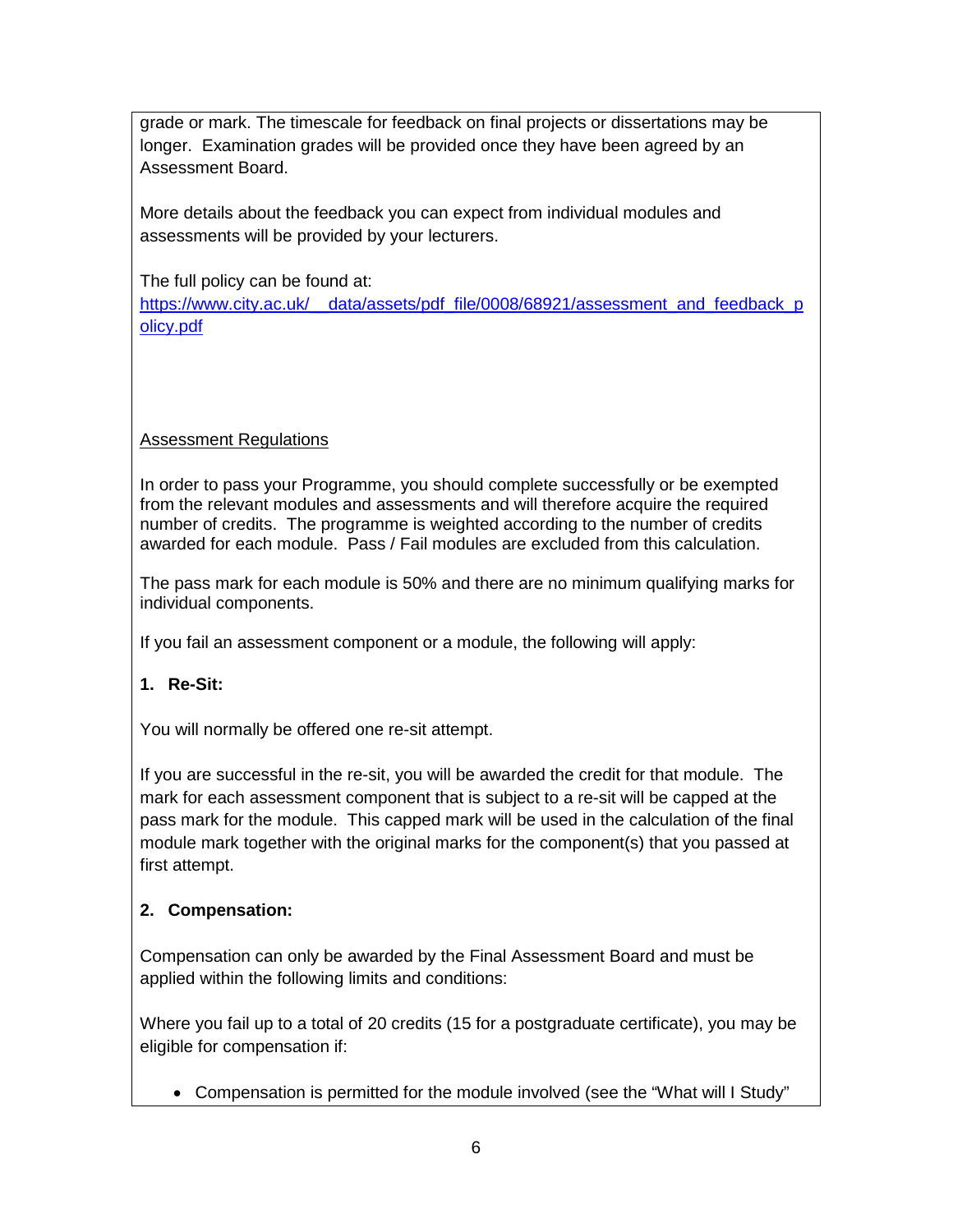grade or mark. The timescale for feedback on final projects or dissertations may be longer. Examination grades will be provided once they have been agreed by an Assessment Board.

More details about the feedback you can expect from individual modules and assessments will be provided by your lecturers.

The full policy can be found at:
[https://www.city.ac.uk/__data/assets/pdf_file/0008/68921/assessment_and_feedback_policy.pdf](https://www.city.ac.uk/__data/assets/pdf_file/0008/68921/assessment_and_feedback_policy.pdf)

Assessment Regulations

In order to pass your Programme, you should complete successfully or be exempted from the relevant modules and assessments and will therefore acquire the required number of credits. The programme is weighted according to the number of credits awarded for each module. Pass / Fail modules are excluded from this calculation.

The pass mark for each module is 50% and there are no minimum qualifying marks for individual components.

If you fail an assessment component or a module, the following will apply:

**1. Re-Sit:**

You will normally be offered one re-sit attempt.

If you are successful in the re-sit, you will be awarded the credit for that module. The mark for each assessment component that is subject to a re-sit will be capped at the pass mark for the module. This capped mark will be used in the calculation of the final module mark together with the original marks for the component(s) that you passed at first attempt.

**2. Compensation:**

Compensation can only be awarded by the Final Assessment Board and must be applied within the following limits and conditions:

Where you fail up to a total of 20 credits (15 for a postgraduate certificate), you may be eligible for compensation if:

- Compensation is permitted for the module involved (see the "What will I Study"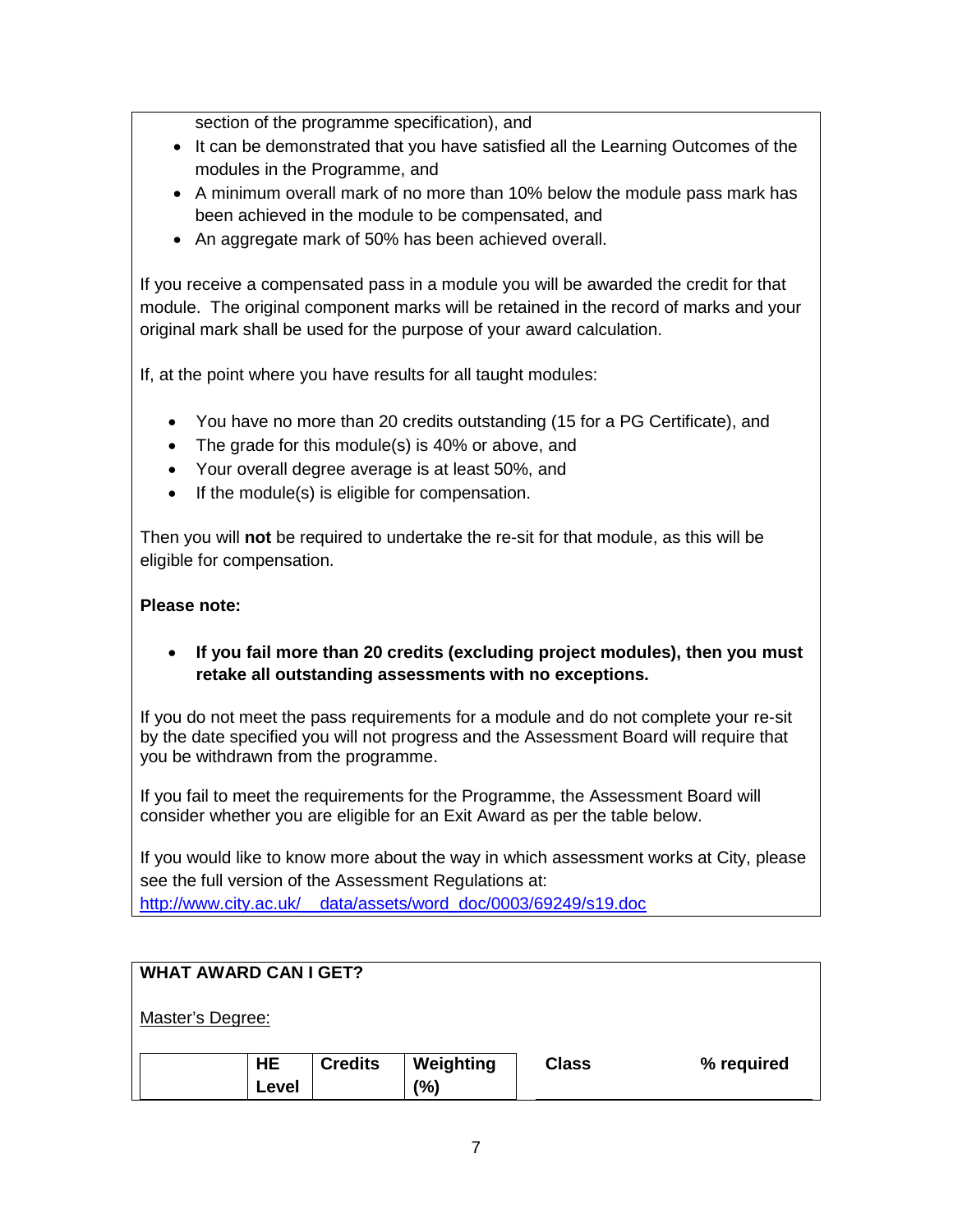section of the programme specification), and

- It can be demonstrated that you have satisfied all the Learning Outcomes of the modules in the Programme, and
- A minimum overall mark of no more than 10% below the module pass mark has been achieved in the module to be compensated, and
- An aggregate mark of 50% has been achieved overall.

If you receive a compensated pass in a module you will be awarded the credit for that module. The original component marks will be retained in the record of marks and your original mark shall be used for the purpose of your award calculation.

If, at the point where you have results for all taught modules:

- You have no more than 20 credits outstanding (15 for a PG Certificate), and
- The grade for this module(s) is 40% or above, and
- Your overall degree average is at least 50%, and
- If the module(s) is eligible for compensation.

Then you will **not** be required to undertake the re-sit for that module, as this will be eligible for compensation.

**Please note:**

- **If you fail more than 20 credits (excluding project modules), then you must retake all outstanding assessments with no exceptions.**

If you do not meet the pass requirements for a module and do not complete your re-sit by the date specified you will not progress and the Assessment Board will require that you be withdrawn from the programme.

If you fail to meet the requirements for the Programme, the Assessment Board will consider whether you are eligible for an Exit Award as per the table below.

If you would like to know more about the way in which assessment works at City, please see the full version of the Assessment Regulations at:
http://www.city.ac.uk/__data/assets/word_doc/0003/69249/s19.doc

**WHAT AWARD CAN I GET?**

Master's Degree:

| | HE Level | Credits | Weighting (%) | Class | % required |
|---|---|---|---|---|---|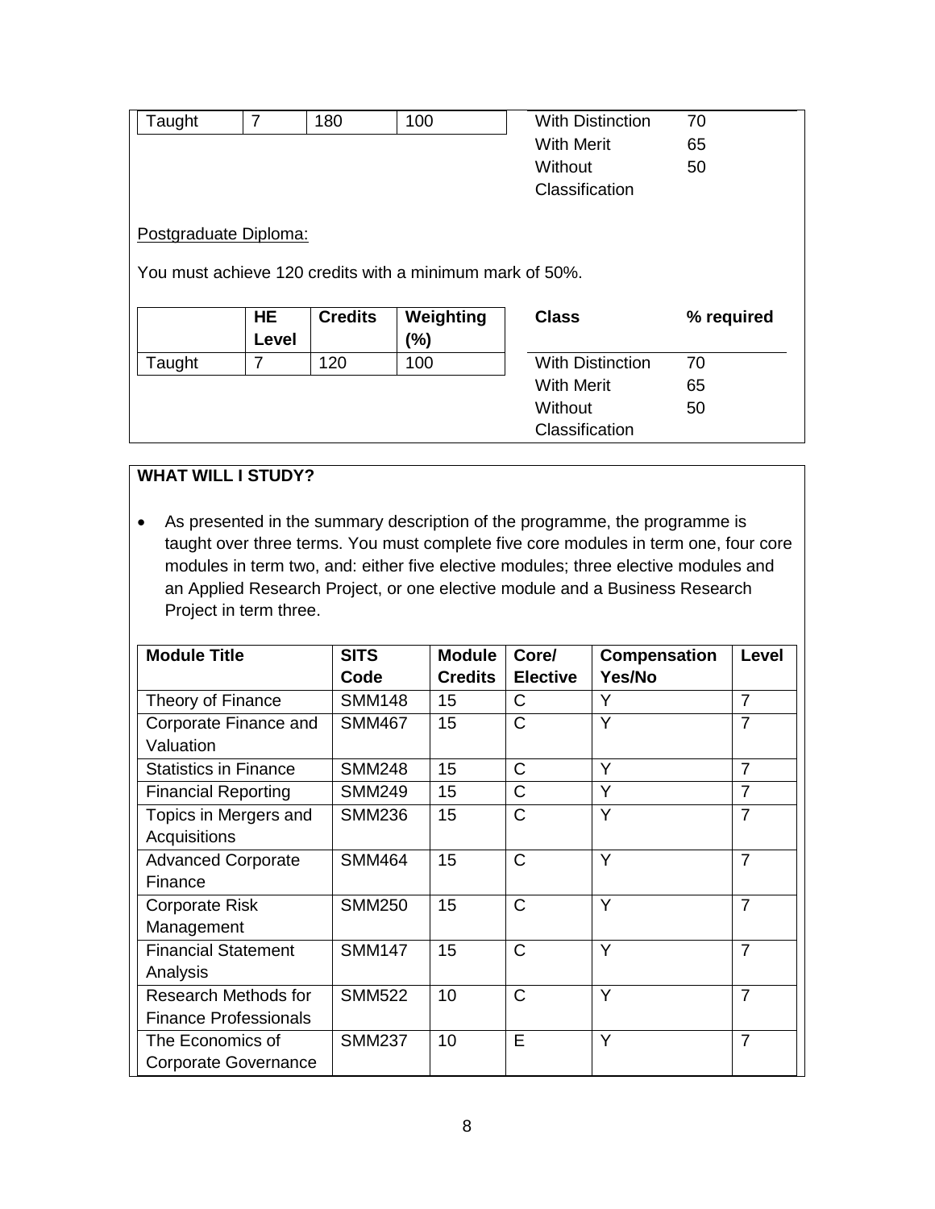| | | | | Class | % required |
|---|---|---|---|---|---|
| Taught | 7 | 180 | 100 | With Distinction | 70 |
| | | | | With Merit | 65 |
| | | | | Without Classification | 50 |

Postgraduate Diploma:

You must achieve 120 credits with a minimum mark of 50%.

| | HE Level | Credits | Weighting (%) | Class | % required |
|---|---|---|---|---|---|
| Taught | 7 | 120 | 100 | With Distinction | 70 |
| | | | | With Merit | 65 |
| | | | | Without Classification | 50 |

**WHAT WILL I STUDY?**

- As presented in the summary description of the programme, the programme is taught over three terms. You must complete five core modules in term one, four core modules in term two, and: either five elective modules; three elective modules and an Applied Research Project, or one elective module and a Business Research Project in term three.

| Module Title | SITS Code | Module Credits | Core/ Elective | Compensation Yes/No | Level |
|---|---|---|---|---|---|
| Theory of Finance | SMM148 | 15 | C | Y | 7 |
| Corporate Finance and Valuation | SMM467 | 15 | C | Y | 7 |
| Statistics in Finance | SMM248 | 15 | C | Y | 7 |
| Financial Reporting | SMM249 | 15 | C | Y | 7 |
| Topics in Mergers and Acquisitions | SMM236 | 15 | C | Y | 7 |
| Advanced Corporate Finance | SMM464 | 15 | C | Y | 7 |
| Corporate Risk Management | SMM250 | 15 | C | Y | 7 |
| Financial Statement Analysis | SMM147 | 15 | C | Y | 7 |
| Research Methods for Finance Professionals | SMM522 | 10 | C | Y | 7 |
| The Economics of Corporate Governance | SMM237 | 10 | E | Y | 7 |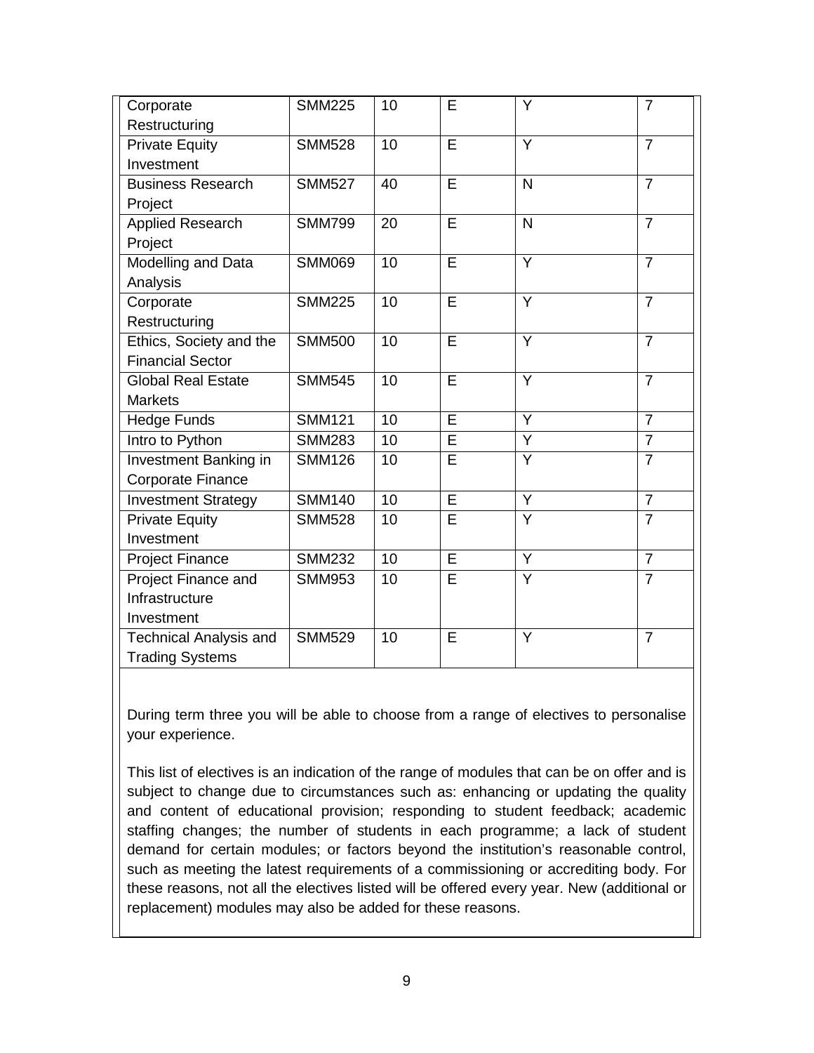| | | | | | |
|---|---|---|---|---|---|
| Corporate Restructuring | SMM225 | 10 | E | Y | 7 |
| Private Equity Investment | SMM528 | 10 | E | Y | 7 |
| Business Research Project | SMM527 | 40 | E | N | 7 |
| Applied Research Project | SMM799 | 20 | E | N | 7 |
| Modelling and Data Analysis | SMM069 | 10 | E | Y | 7 |
| Corporate Restructuring | SMM225 | 10 | E | Y | 7 |
| Ethics, Society and the Financial Sector | SMM500 | 10 | E | Y | 7 |
| Global Real Estate Markets | SMM545 | 10 | E | Y | 7 |
| Hedge Funds | SMM121 | 10 | E | Y | 7 |
| Intro to Python | SMM283 | 10 | E | Y | 7 |
| Investment Banking in Corporate Finance | SMM126 | 10 | E | Y | 7 |
| Investment Strategy | SMM140 | 10 | E | Y | 7 |
| Private Equity Investment | SMM528 | 10 | E | Y | 7 |
| Project Finance | SMM232 | 10 | E | Y | 7 |
| Project Finance and Infrastructure Investment | SMM953 | 10 | E | Y | 7 |
| Technical Analysis and Trading Systems | SMM529 | 10 | E | Y | 7 |

During term three you will be able to choose from a range of electives to personalise your experience.

This list of electives is an indication of the range of modules that can be on offer and is subject to change due to circumstances such as: enhancing or updating the quality and content of educational provision; responding to student feedback; academic staffing changes; the number of students in each programme; a lack of student demand for certain modules; or factors beyond the institution's reasonable control, such as meeting the latest requirements of a commissioning or accrediting body. For these reasons, not all the electives listed will be offered every year. New (additional or replacement) modules may also be added for these reasons.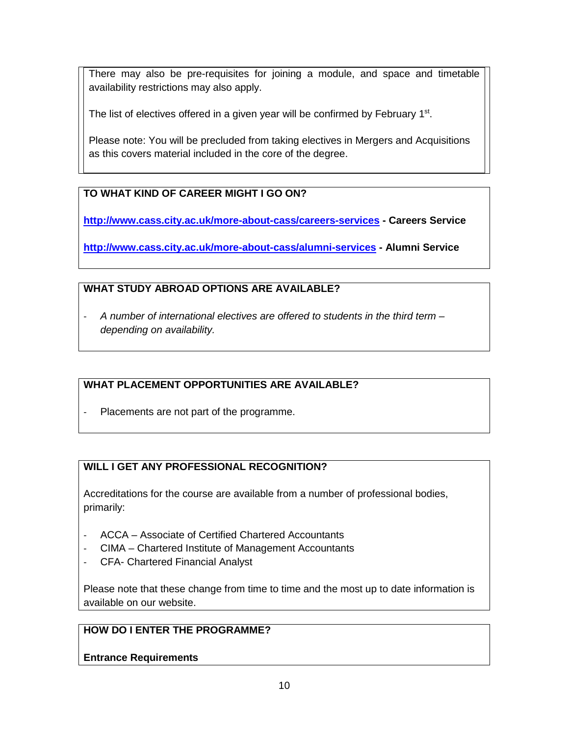There may also be pre-requisites for joining a module, and space and timetable availability restrictions may also apply.

The list of electives offered in a given year will be confirmed by February 1st.

Please note: You will be precluded from taking electives in Mergers and Acquisitions as this covers material included in the core of the degree.

## TO WHAT KIND OF CAREER MIGHT I GO ON?

**[http://www.cass.city.ac.uk/more-about-cass/careers-services](http://www.cass.city.ac.uk/more-about-cass/careers-services) - Careers Service**

**[http://www.cass.city.ac.uk/more-about-cass/alumni-services](http://www.cass.city.ac.uk/more-about-cass/alumni-services) - Alumni Service**

## WHAT STUDY ABROAD OPTIONS ARE AVAILABLE?

- *A number of international electives are offered to students in the third term – depending on availability.*

## WHAT PLACEMENT OPPORTUNITIES ARE AVAILABLE?

- Placements are not part of the programme.

## WILL I GET ANY PROFESSIONAL RECOGNITION?

Accreditations for the course are available from a number of professional bodies, primarily:

- ACCA – Associate of Certified Chartered Accountants
- CIMA – Chartered Institute of Management Accountants
- CFA- Chartered Financial Analyst

Please note that these change from time to time and the most up to date information is available on our website.

## HOW DO I ENTER THE PROGRAMME?

**Entrance Requirements**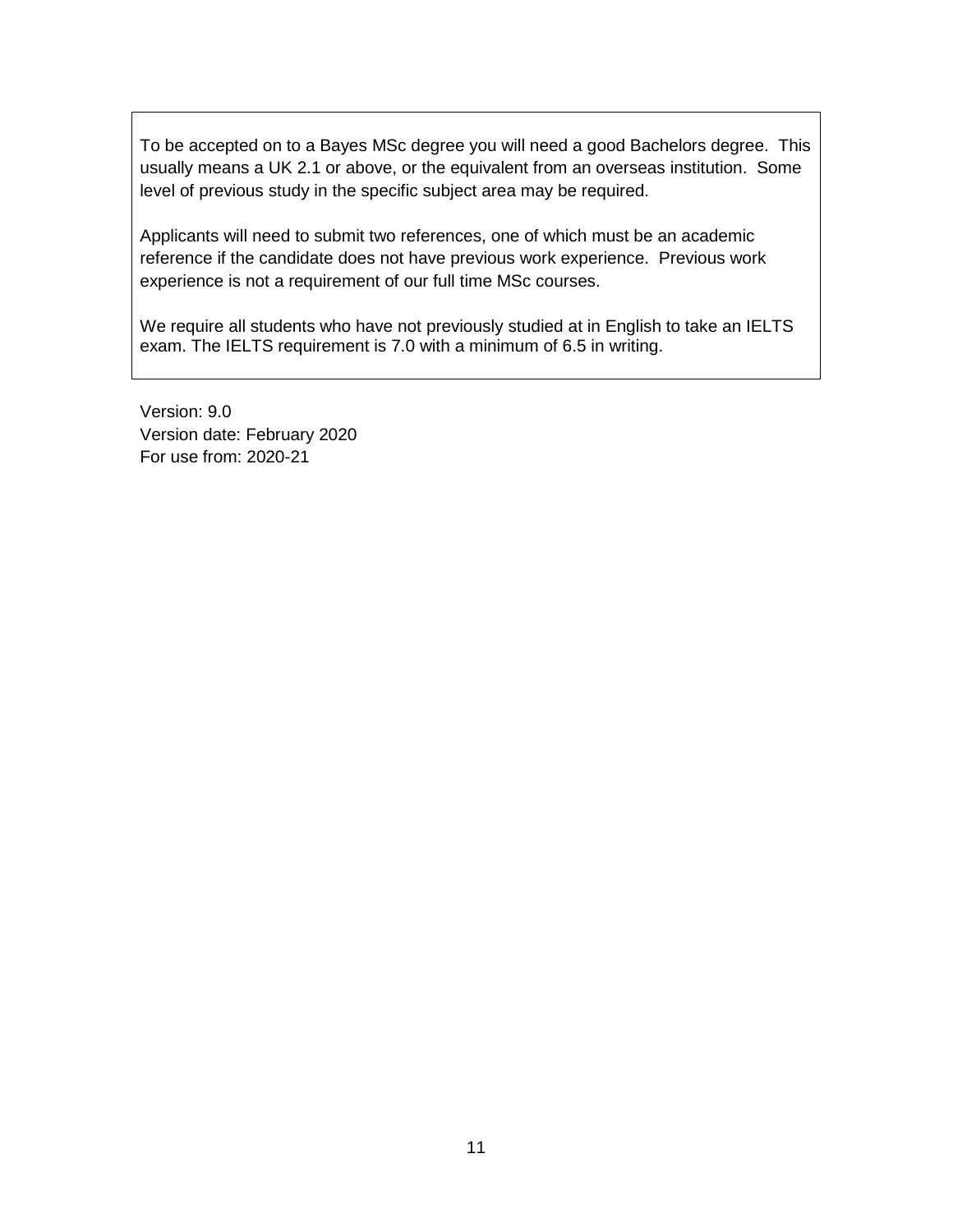To be accepted on to a Bayes MSc degree you will need a good Bachelors degree. This usually means a UK 2.1 or above, or the equivalent from an overseas institution. Some level of previous study in the specific subject area may be required.

Applicants will need to submit two references, one of which must be an academic reference if the candidate does not have previous work experience. Previous work experience is not a requirement of our full time MSc courses.

We require all students who have not previously studied at in English to take an IELTS exam. The IELTS requirement is 7.0 with a minimum of 6.5 in writing.

Version: 9.0
Version date: February 2020
For use from: 2020-21